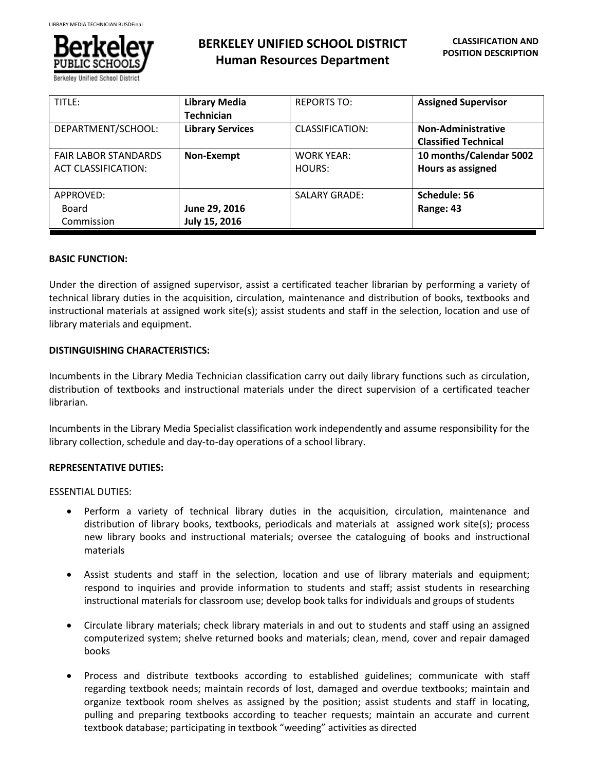# BERKELEY UNIFIED SCHOOL DISTRICT
## Human Resources Department

**CLASSIFICATION AND POSITION DESCRIPTION**

| TITLE: | **Library Media Technician** | REPORTS TO: | **Assigned Supervisor** |
|---|---|---|---|
| DEPARTMENT/SCHOOL: | **Library Services** | CLASSIFICATION: | **Non-Administrative Classified Technical** |
| FAIR LABOR STANDARDS ACT CLASSIFICATION: | **Non-Exempt** | WORK YEAR: HOURS: | **10 months/Calendar 5002 Hours as assigned** |
| APPROVED: Board Commission | **June 29, 2016 July 15, 2016** | SALARY GRADE: | **Schedule: 56 Range: 43** |

**BASIC FUNCTION:**

Under the direction of assigned supervisor, assist a certificated teacher librarian by performing a variety of technical library duties in the acquisition, circulation, maintenance and distribution of books, textbooks and instructional materials at assigned work site(s); assist students and staff in the selection, location and use of library materials and equipment.

**DISTINGUISHING CHARACTERISTICS:**

Incumbents in the Library Media Technician classification carry out daily library functions such as circulation, distribution of textbooks and instructional materials under the direct supervision of a certificated teacher librarian.

Incumbents in the Library Media Specialist classification work independently and assume responsibility for the library collection, schedule and day-to-day operations of a school library.

**REPRESENTATIVE DUTIES:**

ESSENTIAL DUTIES:

- Perform a variety of technical library duties in the acquisition, circulation, maintenance and distribution of library books, textbooks, periodicals and materials at assigned work site(s); process new library books and instructional materials; oversee the cataloguing of books and instructional materials
- Assist students and staff in the selection, location and use of library materials and equipment; respond to inquiries and provide information to students and staff; assist students in researching instructional materials for classroom use; develop book talks for individuals and groups of students
- Circulate library materials; check library materials in and out to students and staff using an assigned computerized system; shelve returned books and materials; clean, mend, cover and repair damaged books
- Process and distribute textbooks according to established guidelines; communicate with staff regarding textbook needs; maintain records of lost, damaged and overdue textbooks; maintain and organize textbook room shelves as assigned by the position; assist students and staff in locating, pulling and preparing textbooks according to teacher requests; maintain an accurate and current textbook database; participating in textbook "weeding" activities as directed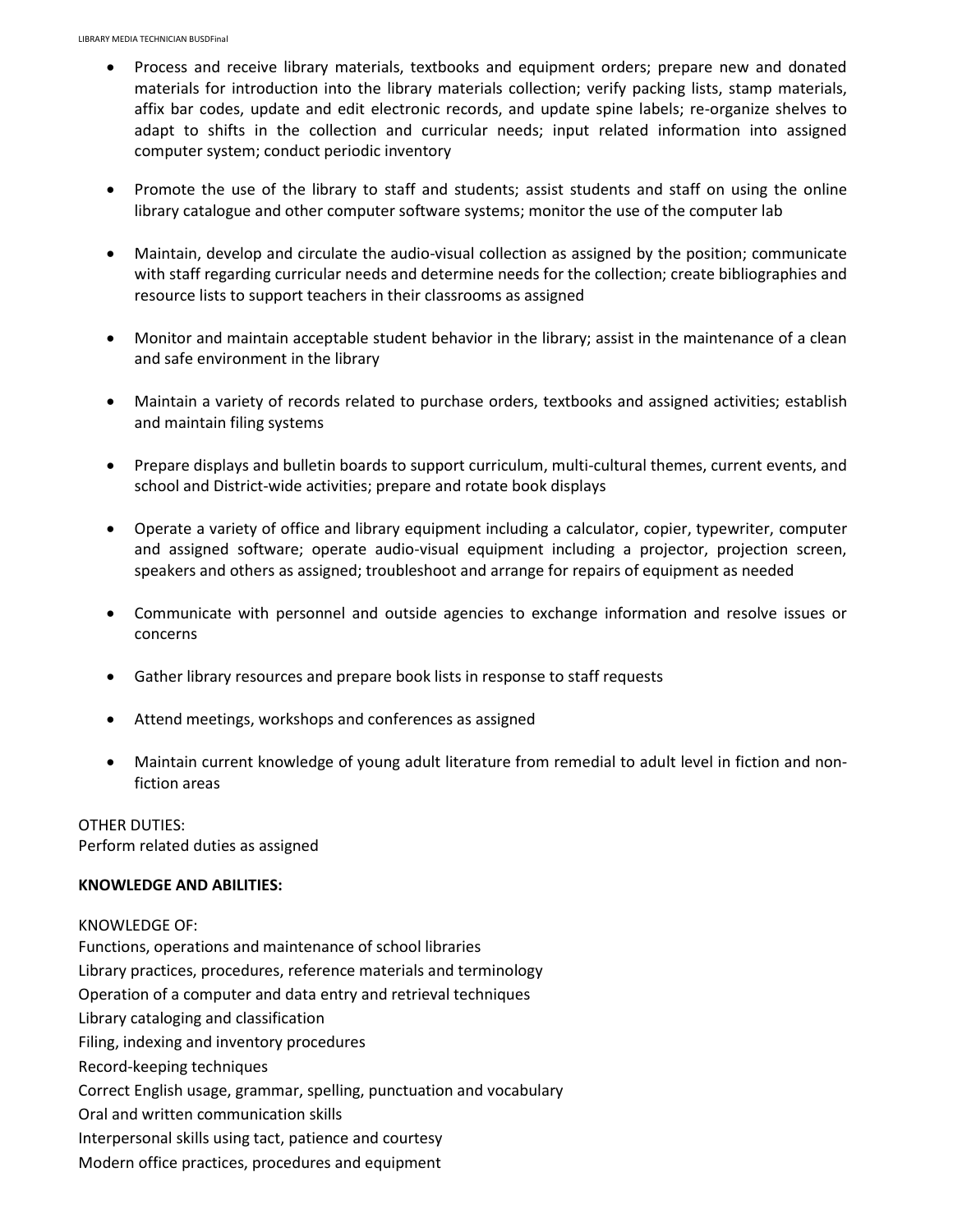- Process and receive library materials, textbooks and equipment orders; prepare new and donated materials for introduction into the library materials collection; verify packing lists, stamp materials, affix bar codes, update and edit electronic records, and update spine labels; re-organize shelves to adapt to shifts in the collection and curricular needs; input related information into assigned computer system; conduct periodic inventory

- Promote the use of the library to staff and students; assist students and staff on using the online library catalogue and other computer software systems; monitor the use of the computer lab

- Maintain, develop and circulate the audio-visual collection as assigned by the position; communicate with staff regarding curricular needs and determine needs for the collection; create bibliographies and resource lists to support teachers in their classrooms as assigned

- Monitor and maintain acceptable student behavior in the library; assist in the maintenance of a clean and safe environment in the library

- Maintain a variety of records related to purchase orders, textbooks and assigned activities; establish and maintain filing systems

- Prepare displays and bulletin boards to support curriculum, multi-cultural themes, current events, and school and District-wide activities; prepare and rotate book displays

- Operate a variety of office and library equipment including a calculator, copier, typewriter, computer and assigned software; operate audio-visual equipment including a projector, projection screen, speakers and others as assigned; troubleshoot and arrange for repairs of equipment as needed

- Communicate with personnel and outside agencies to exchange information and resolve issues or concerns

- Gather library resources and prepare book lists in response to staff requests

- Attend meetings, workshops and conferences as assigned

- Maintain current knowledge of young adult literature from remedial to adult level in fiction and non-fiction areas

OTHER DUTIES:
Perform related duties as assigned

**KNOWLEDGE AND ABILITIES:**

KNOWLEDGE OF:
Functions, operations and maintenance of school libraries
Library practices, procedures, reference materials and terminology
Operation of a computer and data entry and retrieval techniques
Library cataloging and classification
Filing, indexing and inventory procedures
Record-keeping techniques
Correct English usage, grammar, spelling, punctuation and vocabulary
Oral and written communication skills
Interpersonal skills using tact, patience and courtesy
Modern office practices, procedures and equipment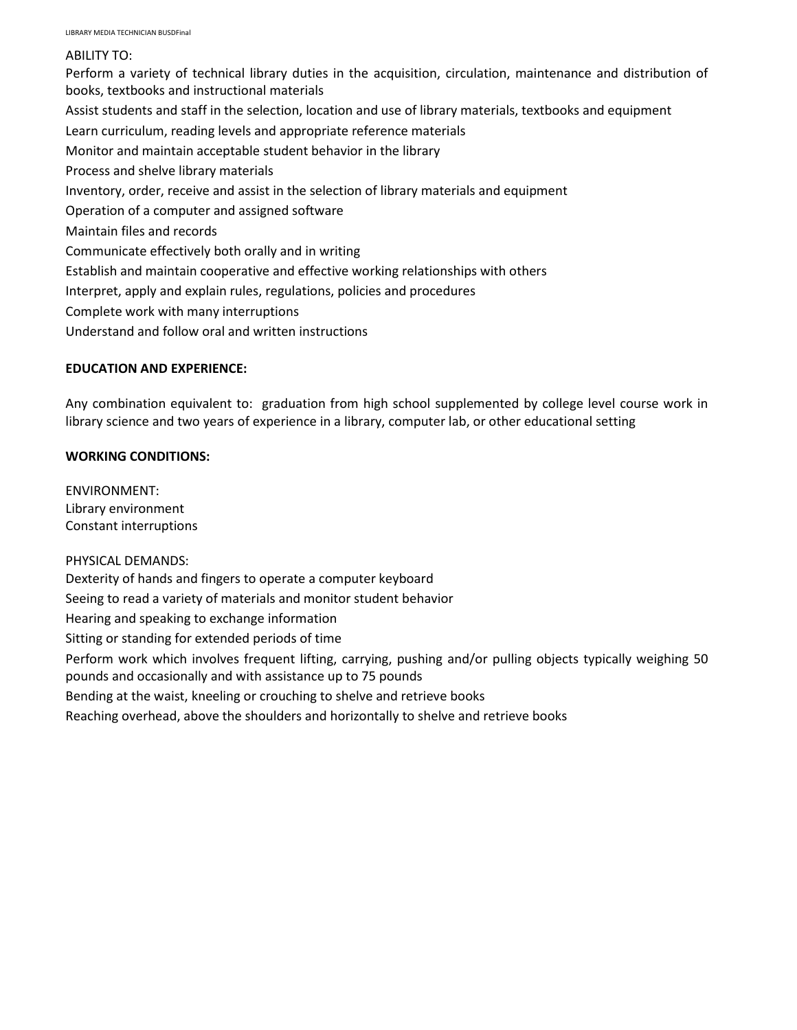ABILITY TO:

Perform a variety of technical library duties in the acquisition, circulation, maintenance and distribution of books, textbooks and instructional materials

Assist students and staff in the selection, location and use of library materials, textbooks and equipment

Learn curriculum, reading levels and appropriate reference materials

Monitor and maintain acceptable student behavior in the library

Process and shelve library materials

Inventory, order, receive and assist in the selection of library materials and equipment

Operation of a computer and assigned software

Maintain files and records

Communicate effectively both orally and in writing

Establish and maintain cooperative and effective working relationships with others

Interpret, apply and explain rules, regulations, policies and procedures

Complete work with many interruptions

Understand and follow oral and written instructions

**EDUCATION AND EXPERIENCE:**

Any combination equivalent to: graduation from high school supplemented by college level course work in library science and two years of experience in a library, computer lab, or other educational setting

**WORKING CONDITIONS:**

ENVIRONMENT:

Library environment

Constant interruptions

PHYSICAL DEMANDS:

Dexterity of hands and fingers to operate a computer keyboard

Seeing to read a variety of materials and monitor student behavior

Hearing and speaking to exchange information

Sitting or standing for extended periods of time

Perform work which involves frequent lifting, carrying, pushing and/or pulling objects typically weighing 50 pounds and occasionally and with assistance up to 75 pounds

Bending at the waist, kneeling or crouching to shelve and retrieve books

Reaching overhead, above the shoulders and horizontally to shelve and retrieve books